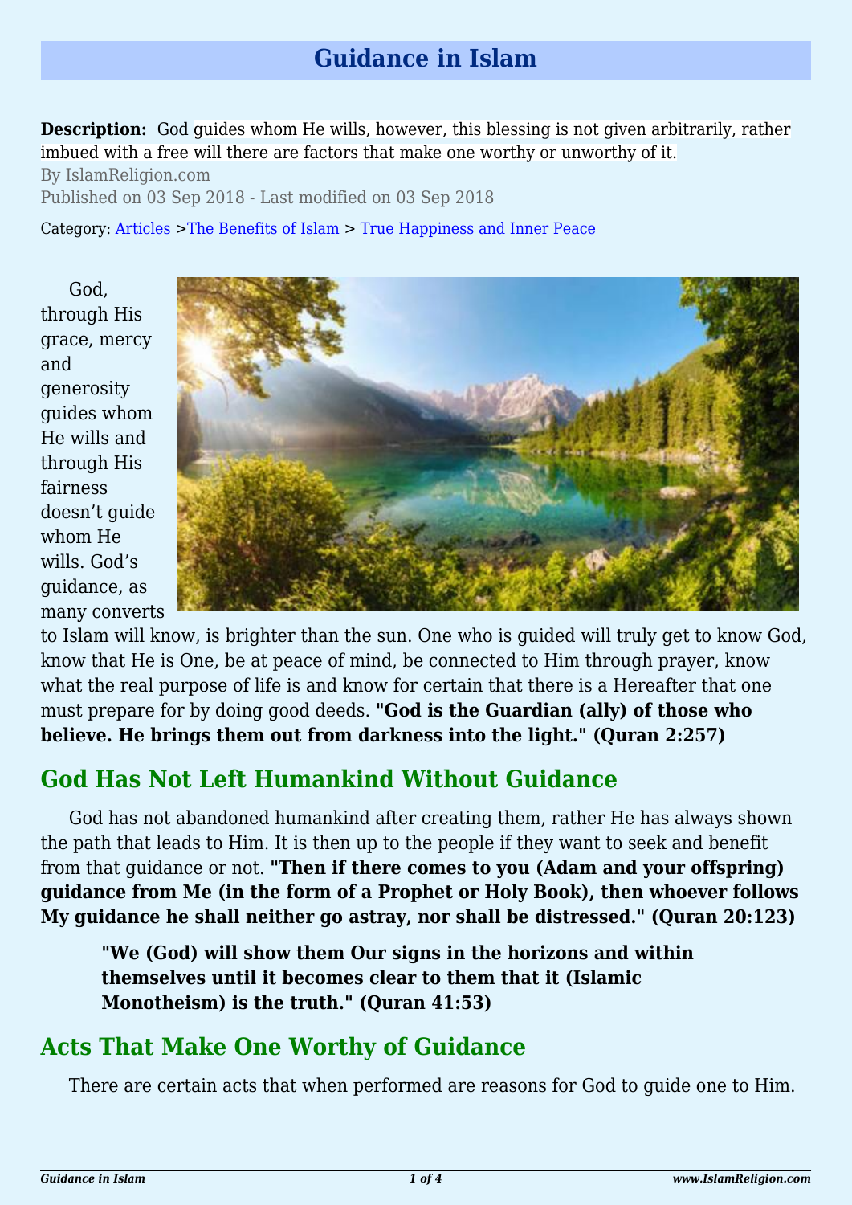# Guidance in Islam

**Description:** God guides whom He wills, however, this blessing is not given arbitrarily, rather imbued with a free will there are factors that make one worthy or unworthy of it.

By IslamReligion.com

Published on 03 Sep 2018 - Last modified on 03 Sep 2018

Category: Articles >The Benefits of Islam > True Happiness and Inner Peace

---

God, through His grace, mercy and generosity guides whom He wills and through His fairness doesn't guide whom He wills. God's guidance, as many converts to Islam will know, is brighter than the sun. One who is guided will truly get to know God, know that He is One, be at peace of mind, be connected to Him through prayer, know what the real purpose of life is and know for certain that there is a Hereafter that one must prepare for by doing good deeds. **"God is the Guardian (ally) of those who believe. He brings them out from darkness into the light." (Quran 2:257)**

## God Has Not Left Humankind Without Guidance

God has not abandoned humankind after creating them, rather He has always shown the path that leads to Him. It is then up to the people if they want to seek and benefit from that guidance or not. **"Then if there comes to you (Adam and your offspring) guidance from Me (in the form of a Prophet or Holy Book), then whoever follows My guidance he shall neither go astray, nor shall be distressed." (Quran 20:123)**

> **"We (God) will show them Our signs in the horizons and within themselves until it becomes clear to them that it (Islamic Monotheism) is the truth." (Quran 41:53)**

## Acts That Make One Worthy of Guidance

There are certain acts that when performed are reasons for God to guide one to Him.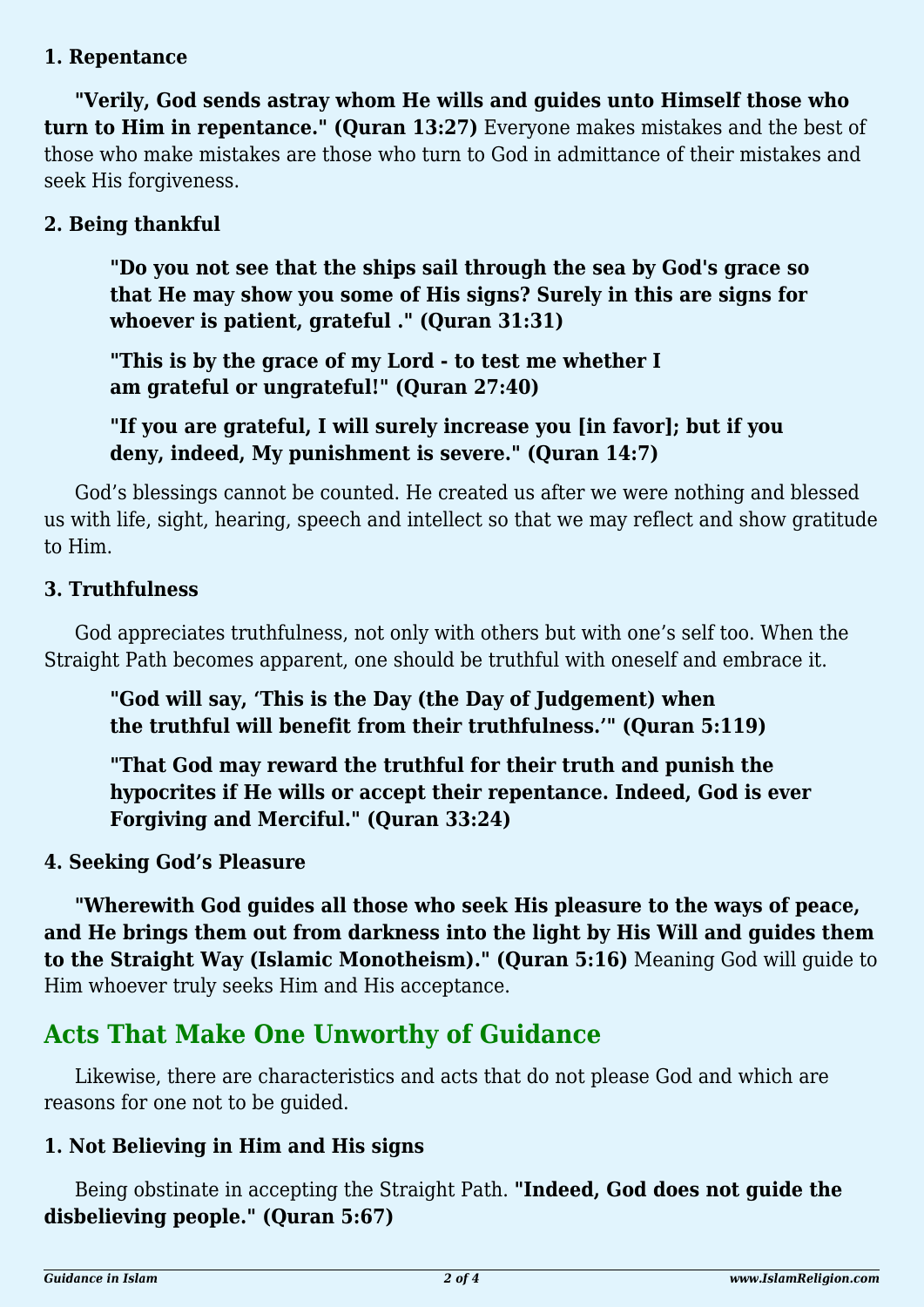**1. Repentance**

**"Verily, God sends astray whom He wills and guides unto Himself those who turn to Him in repentance." (Quran 13:27)** Everyone makes mistakes and the best of those who make mistakes are those who turn to God in admittance of their mistakes and seek His forgiveness.

**2. Being thankful**

> **"Do you not see that the ships sail through the sea by God's grace so that He may show you some of His signs? Surely in this are signs for whoever is patient, grateful ." (Quran 31:31)**
>
> **"This is by the grace of my Lord - to test me whether I am grateful or ungrateful!" (Quran 27:40)**
>
> **"If you are grateful, I will surely increase you [in favor]; but if you deny, indeed, My punishment is severe." (Quran 14:7)**

God's blessings cannot be counted. He created us after we were nothing and blessed us with life, sight, hearing, speech and intellect so that we may reflect and show gratitude to Him.

**3. Truthfulness**

God appreciates truthfulness, not only with others but with one's self too. When the Straight Path becomes apparent, one should be truthful with oneself and embrace it.

> **"God will say, 'This is the Day (the Day of Judgement) when the truthful will benefit from their truthfulness.'" (Quran 5:119)**
>
> **"That God may reward the truthful for their truth and punish the hypocrites if He wills or accept their repentance. Indeed, God is ever Forgiving and Merciful." (Quran 33:24)**

**4. Seeking God's Pleasure**

**"Wherewith God guides all those who seek His pleasure to the ways of peace, and He brings them out from darkness into the light by His Will and guides them to the Straight Way (Islamic Monotheism)." (Quran 5:16)** Meaning God will guide to Him whoever truly seeks Him and His acceptance.

## Acts That Make One Unworthy of Guidance

Likewise, there are characteristics and acts that do not please God and which are reasons for one not to be guided.

**1. Not Believing in Him and His signs**

Being obstinate in accepting the Straight Path. **"Indeed, God does not guide the disbelieving people." (Quran 5:67)**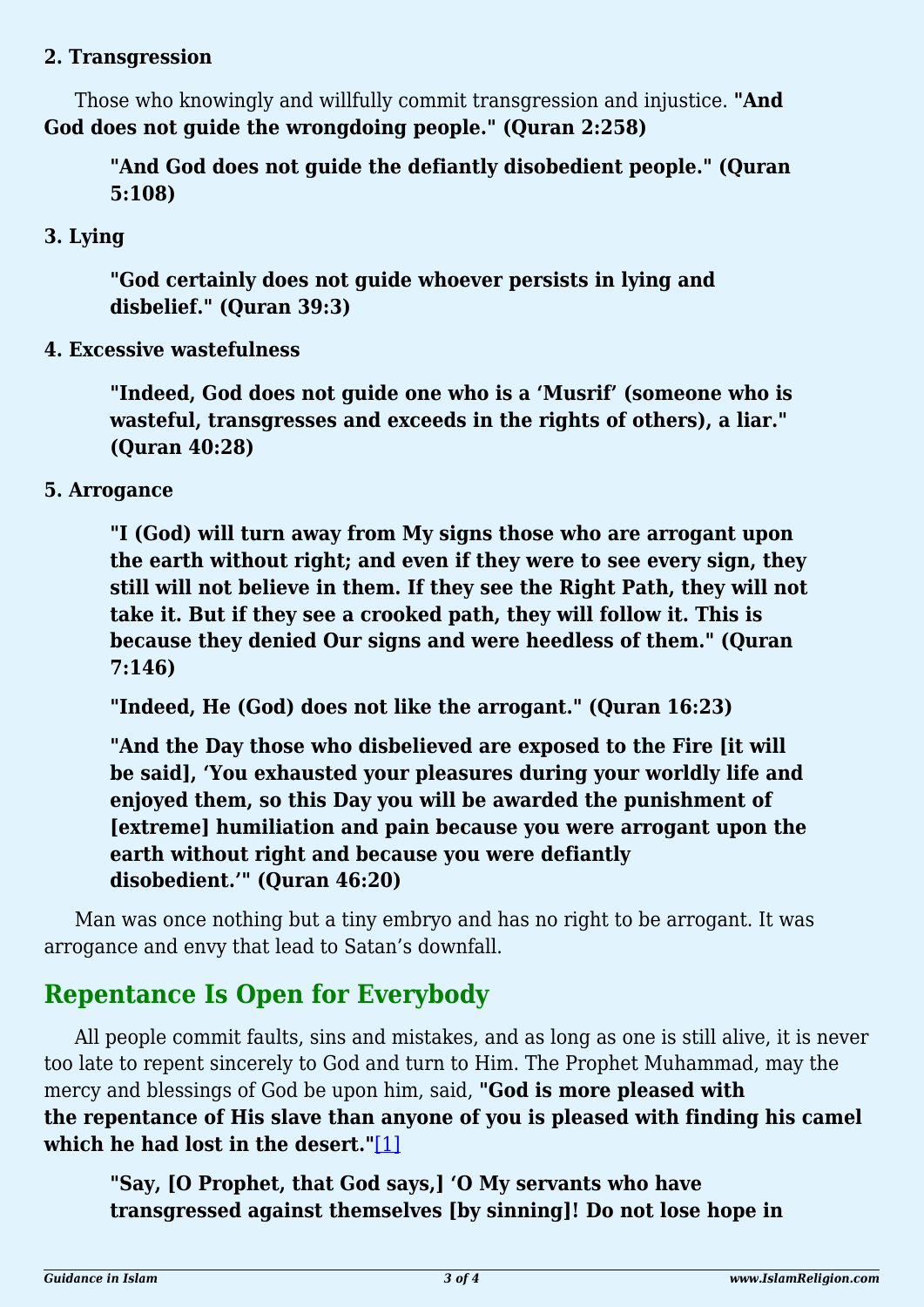**2. Transgression**

Those who knowingly and willfully commit transgression and injustice. **"And God does not guide the wrongdoing people." (Quran 2:258)**

> **"And God does not guide the defiantly disobedient people." (Quran 5:108)**

**3. Lying**

> **"God certainly does not guide whoever persists in lying and disbelief." (Quran 39:3)**

**4. Excessive wastefulness**

> **"Indeed, God does not guide one who is a 'Musrif' (someone who is wasteful, transgresses and exceeds in the rights of others), a liar." (Quran 40:28)**

**5. Arrogance**

> **"I (God) will turn away from My signs those who are arrogant upon the earth without right; and even if they were to see every sign, they still will not believe in them. If they see the Right Path, they will not take it. But if they see a crooked path, they will follow it. This is because they denied Our signs and were heedless of them." (Quran 7:146)**
>
> **"Indeed, He (God) does not like the arrogant." (Quran 16:23)**
>
> **"And the Day those who disbelieved are exposed to the Fire [it will be said], 'You exhausted your pleasures during your worldly life and enjoyed them, so this Day you will be awarded the punishment of [extreme] humiliation and pain because you were arrogant upon the earth without right and because you were defiantly disobedient.'" (Quran 46:20)**

Man was once nothing but a tiny embryo and has no right to be arrogant. It was arrogance and envy that lead to Satan's downfall.

## Repentance Is Open for Everybody

All people commit faults, sins and mistakes, and as long as one is still alive, it is never too late to repent sincerely to God and turn to Him. The Prophet Muhammad, may the mercy and blessings of God be upon him, said, **"God is more pleased with the repentance of His slave than anyone of you is pleased with finding his camel which he had lost in the desert."**[1]

> **"Say, [O Prophet, that God says,] 'O My servants who have transgressed against themselves [by sinning]! Do not lose hope in**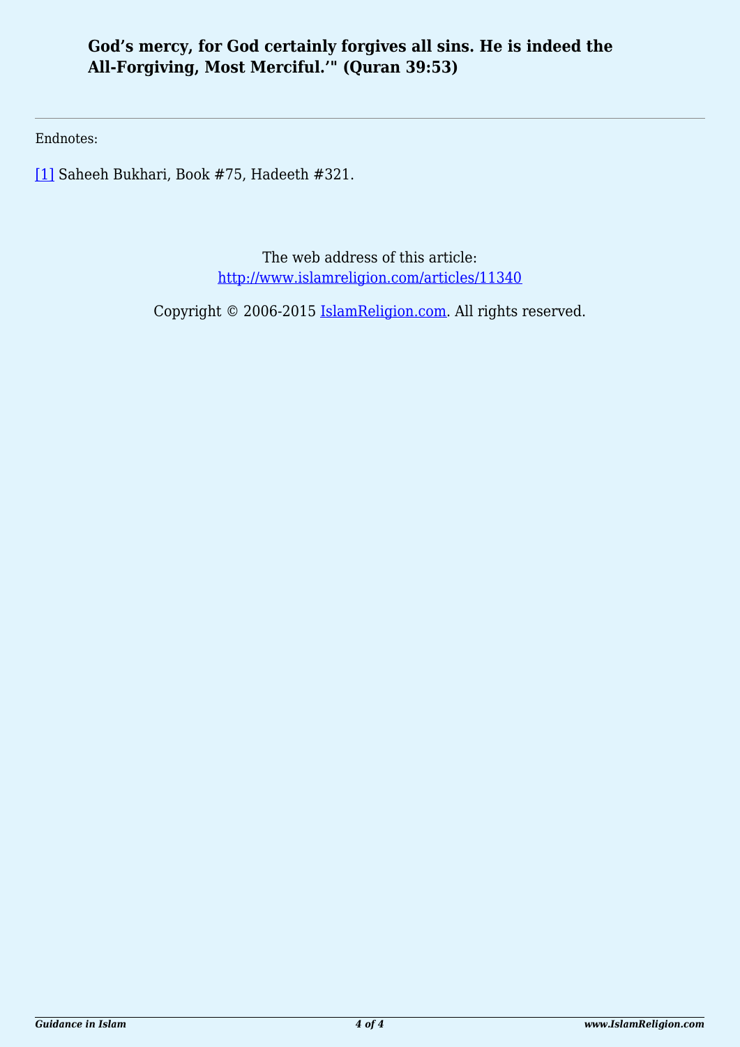**God's mercy, for God certainly forgives all sins. He is indeed the All-Forgiving, Most Merciful.'" (Quran 39:53)**

---

Endnotes:

[1] Saheeh Bukhari, Book #75, Hadeeth #321.

The web address of this article:
http://www.islamreligion.com/articles/11340

Copyright © 2006-2015 IslamReligion.com. All rights reserved.